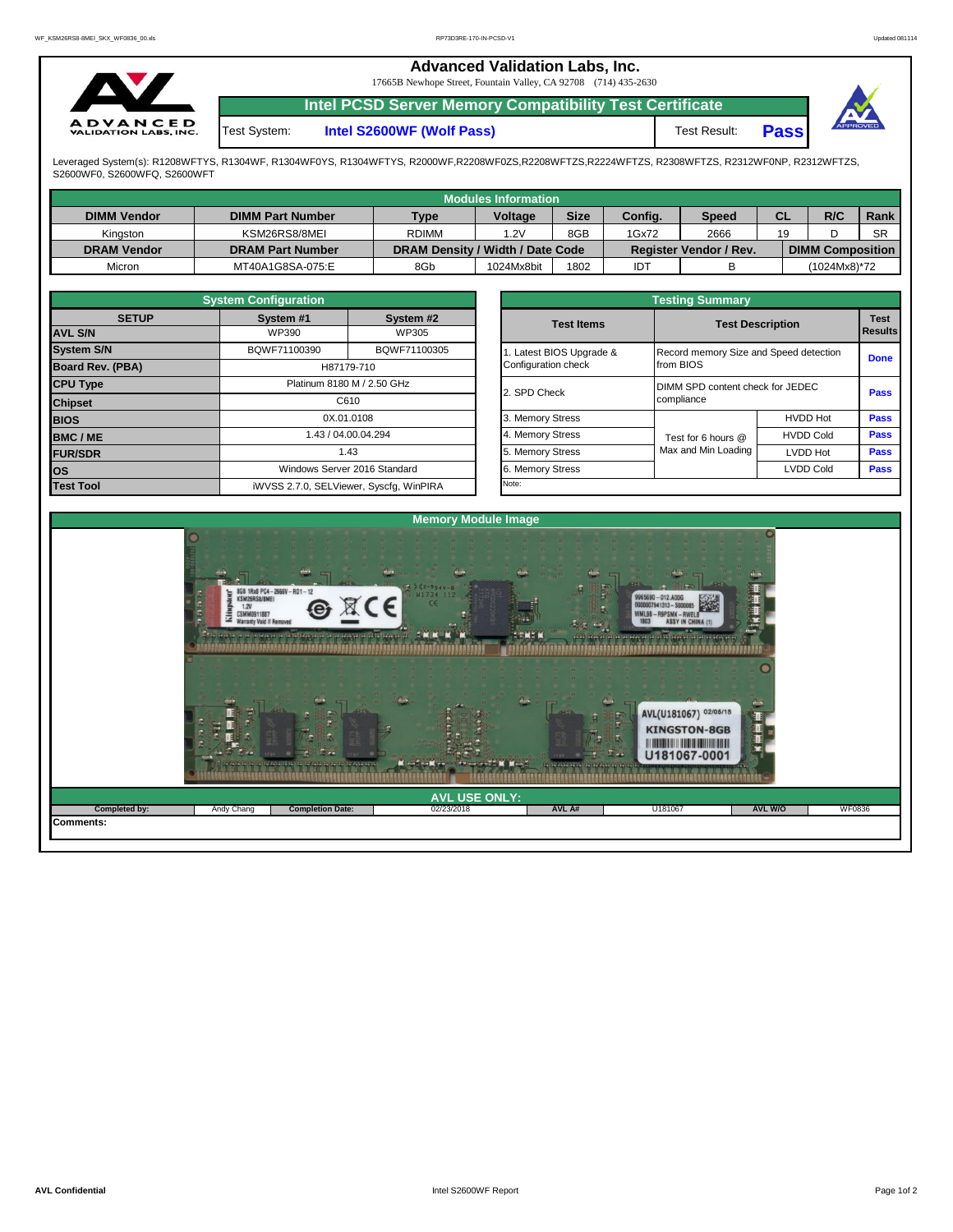# Advanced Validation Labs, Inc.

17665B Newhope Street, Fountain Valley, CA 92708 (714) 435-2630

## Intel PCSD Server Memory Compatibility Test Certificate

**Test System:** Intel S2600WF (Wolf Pass) | **Test Result:** Pass

Leveraged System(s): R1208WFTYS, R1304WF, R1304WF0YS, R1304WFTYS, R2000WF,R2208WF0ZS,R2208WFTZS,R2224WFTZS, R2308WFTZS, R2312WF0NP, R2312WFTZS, S2600WF0, S2600WFQ, S2600WFT

## Modules Information

| DIMM Vendor | DIMM Part Number | Type | Voltage | Size | Config. | Speed | CL | R/C | Rank |
|---|---|---|---|---|---|---|---|---|---|
| Kingston | KSM26RS8/8MEI | RDIMM | 1.2V | 8GB | 1Gx72 | 2666 | 19 | D | SR |
| **DRAM Vendor** | **DRAM Part Number** | **DRAM Density / Width / Date Code** | | | **Register Vendor / Rev.** | | **DIMM Composition** | | |
| Micron | MT40A1G8SA-075:E | 8Gb | 1024Mx8bit | 1802 | IDT | B | (1024Mx8)*72 | | |

## System Configuration

| SETUP | System #1 | System #2 |
|---|---|---|
| AVL S/N | WP390 | WP305 |
| System S/N | BQWF71100390 | BQWF71100305 |
| Board Rev. (PBA) | H87179-710 | |
| CPU Type | Platinum 8180 M / 2.50 GHz | |
| Chipset | C610 | |
| BIOS | 0X.01.0108 | |
| BMC / ME | 1.43 / 04.00.04.294 | |
| FUR/SDR | 1.43 | |
| OS | Windows Server 2016 Standard | |
| Test Tool | iWVSS 2.7.0, SELViewer, Syscfg, WinPIRA | |

## Testing Summary

| Test Items | Test Description | | Test Results |
|---|---|---|---|
| 1. Latest BIOS Upgrade & Configuration check | Record memory Size and Speed detection from BIOS | | Done |
| 2. SPD Check | DIMM SPD content check for JEDEC compliance | | Pass |
| 3. Memory Stress | Test for 6 hours @ Max and Min Loading | HVDD Hot | Pass |
| 4. Memory Stress | | HVDD Cold | Pass |
| 5. Memory Stress | | LVDD Hot | Pass |
| 6. Memory Stress | | LVDD Cold | Pass |
| Note: | | | |

## Memory Module Image

## AVL USE ONLY:

| Completed by: | Andy Chang | Completion Date: | 02/23/2018 | AVL A# | U181067 | AVL W/O | WF0836 |
|---|---|---|---|---|---|---|---|

**Comments:**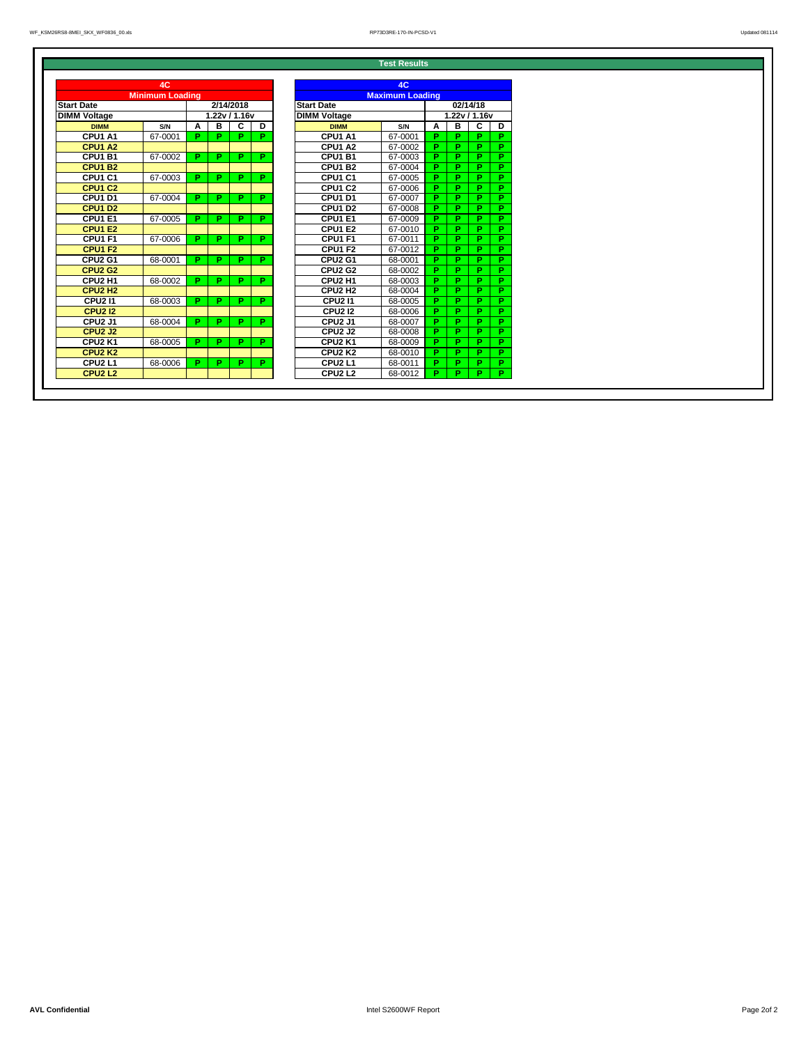## Test Results

| 4C Minimum Loading | | | | | |
|---|---|---|---|---|---|
| Start Date | | 2/14/2018 | | | |
| DIMM Voltage | | 1.22v / 1.16v | | | |
| DIMM | S/N | A | B | C | D |
| CPU1 A1 | 67-0001 | P | P | P | P |
| CPU1 A2 | | | | | |
| CPU1 B1 | 67-0002 | P | P | P | P |
| CPU1 B2 | | | | | |
| CPU1 C1 | 67-0003 | P | P | P | P |
| CPU1 C2 | | | | | |
| CPU1 D1 | 67-0004 | P | P | P | P |
| CPU1 D2 | | | | | |
| CPU1 E1 | 67-0005 | P | P | P | P |
| CPU1 E2 | | | | | |
| CPU1 F1 | 67-0006 | P | P | P | P |
| CPU1 F2 | | | | | |
| CPU2 G1 | 68-0001 | P | P | P | P |
| CPU2 G2 | | | | | |
| CPU2 H1 | 68-0002 | P | P | P | P |
| CPU2 H2 | | | | | |
| CPU2 I1 | 68-0003 | P | P | P | P |
| CPU2 I2 | | | | | |
| CPU2 J1 | 68-0004 | P | P | P | P |
| CPU2 J2 | | | | | |
| CPU2 K1 | 68-0005 | P | P | P | P |
| CPU2 K2 | | | | | |
| CPU2 L1 | 68-0006 | P | P | P | P |
| CPU2 L2 | | | | | |

| 4C Maximum Loading | | | | | |
|---|---|---|---|---|---|
| Start Date | | 02/14/18 | | | |
| DIMM Voltage | | 1.22v / 1.16v | | | |
| DIMM | S/N | A | B | C | D |
| CPU1 A1 | 67-0001 | P | P | P | P |
| CPU1 A2 | 67-0002 | P | P | P | P |
| CPU1 B1 | 67-0003 | P | P | P | P |
| CPU1 B2 | 67-0004 | P | P | P | P |
| CPU1 C1 | 67-0005 | P | P | P | P |
| CPU1 C2 | 67-0006 | P | P | P | P |
| CPU1 D1 | 67-0007 | P | P | P | P |
| CPU1 D2 | 67-0008 | P | P | P | P |
| CPU1 E1 | 67-0009 | P | P | P | P |
| CPU1 E2 | 67-0010 | P | P | P | P |
| CPU1 F1 | 67-0011 | P | P | P | P |
| CPU1 F2 | 67-0012 | P | P | P | P |
| CPU2 G1 | 68-0001 | P | P | P | P |
| CPU2 G2 | 68-0002 | P | P | P | P |
| CPU2 H1 | 68-0003 | P | P | P | P |
| CPU2 H2 | 68-0004 | P | P | P | P |
| CPU2 I1 | 68-0005 | P | P | P | P |
| CPU2 I2 | 68-0006 | P | P | P | P |
| CPU2 J1 | 68-0007 | P | P | P | P |
| CPU2 J2 | 68-0008 | P | P | P | P |
| CPU2 K1 | 68-0009 | P | P | P | P |
| CPU2 K2 | 68-0010 | P | P | P | P |
| CPU2 L1 | 68-0011 | P | P | P | P |
| CPU2 L2 | 68-0012 | P | P | P | P |